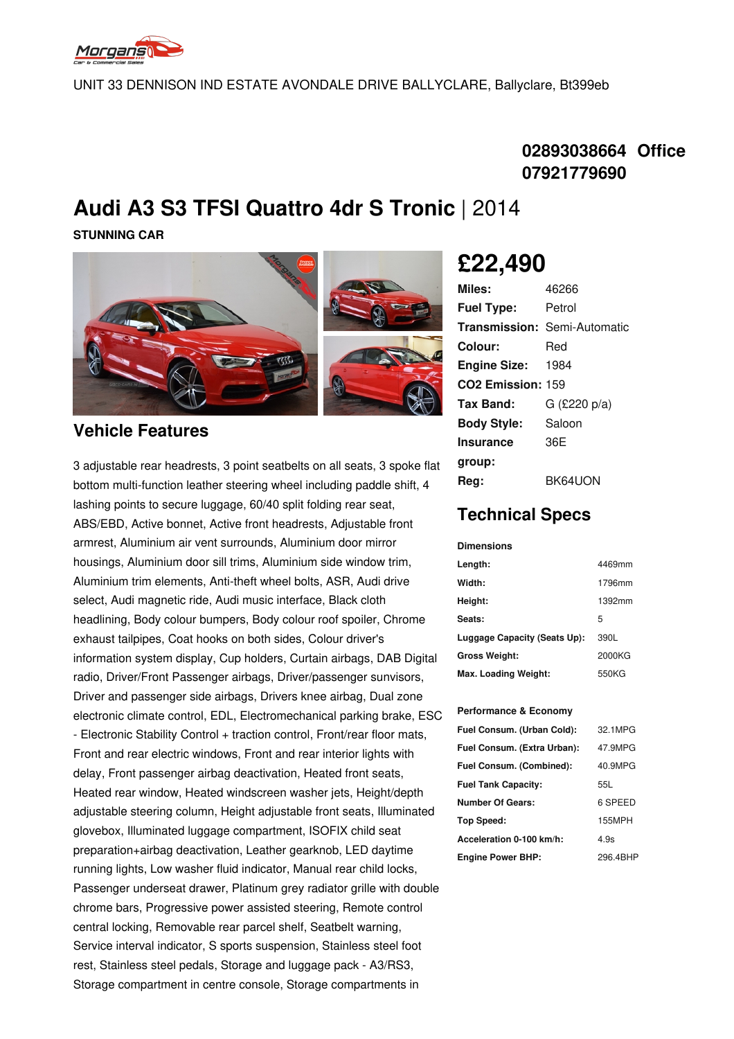Morgans Car & Commercial Sales

UNIT 33 DENNISON IND ESTATE AVONDALE DRIVE BALLYCLARE, Ballyclare, Bt399eb

**02893038664 Office**
**07921779690**

# Audi A3 S3 TFSI Quattro 4dr S Tronic | 2014

**STUNNING CAR**

# £22,490

| | |
|---|---|
| **Miles:** | 46266 |
| **Fuel Type:** | Petrol |
| **Transmission:** | Semi-Automatic |
| **Colour:** | Red |
| **Engine Size:** | 1984 |
| **CO2 Emission:** | 159 |
| **Tax Band:** | G (£220 p/a) |
| **Body Style:** | Saloon |
| **Insurance group:** | 36E |
| **Reg:** | BK64UON |

## Technical Specs

**Dimensions**

| | |
|---|---|
| **Length:** | 4469mm |
| **Width:** | 1796mm |
| **Height:** | 1392mm |
| **Seats:** | 5 |
| **Luggage Capacity (Seats Up):** | 390L |
| **Gross Weight:** | 2000KG |
| **Max. Loading Weight:** | 550KG |

**Performance & Economy**

| | |
|---|---|
| **Fuel Consum. (Urban Cold):** | 32.1MPG |
| **Fuel Consum. (Extra Urban):** | 47.9MPG |
| **Fuel Consum. (Combined):** | 40.9MPG |
| **Fuel Tank Capacity:** | 55L |
| **Number Of Gears:** | 6 SPEED |
| **Top Speed:** | 155MPH |
| **Acceleration 0-100 km/h:** | 4.9s |
| **Engine Power BHP:** | 296.4BHP |

## Vehicle Features

3 adjustable rear headrests, 3 point seatbelts on all seats, 3 spoke flat bottom multi-function leather steering wheel including paddle shift, 4 lashing points to secure luggage, 60/40 split folding rear seat, ABS/EBD, Active bonnet, Active front headrests, Adjustable front armrest, Aluminium air vent surrounds, Aluminium door mirror housings, Aluminium door sill trims, Aluminium side window trim, Aluminium trim elements, Anti-theft wheel bolts, ASR, Audi drive select, Audi magnetic ride, Audi music interface, Black cloth headlining, Body colour bumpers, Body colour roof spoiler, Chrome exhaust tailpipes, Coat hooks on both sides, Colour driver's information system display, Cup holders, Curtain airbags, DAB Digital radio, Driver/Front Passenger airbags, Driver/passenger sunvisors, Driver and passenger side airbags, Drivers knee airbag, Dual zone electronic climate control, EDL, Electromechanical parking brake, ESC - Electronic Stability Control + traction control, Front/rear floor mats, Front and rear electric windows, Front and rear interior lights with delay, Front passenger airbag deactivation, Heated front seats, Heated rear window, Heated windscreen washer jets, Height/depth adjustable steering column, Height adjustable front seats, Illuminated glovebox, Illuminated luggage compartment, ISOFIX child seat preparation+airbag deactivation, Leather gearknob, LED daytime running lights, Low washer fluid indicator, Manual rear child locks, Passenger underseat drawer, Platinum grey radiator grille with double chrome bars, Progressive power assisted steering, Remote control central locking, Removable rear parcel shelf, Seatbelt warning, Service interval indicator, S sports suspension, Stainless steel foot rest, Stainless steel pedals, Storage and luggage pack - A3/RS3, Storage compartment in centre console, Storage compartments in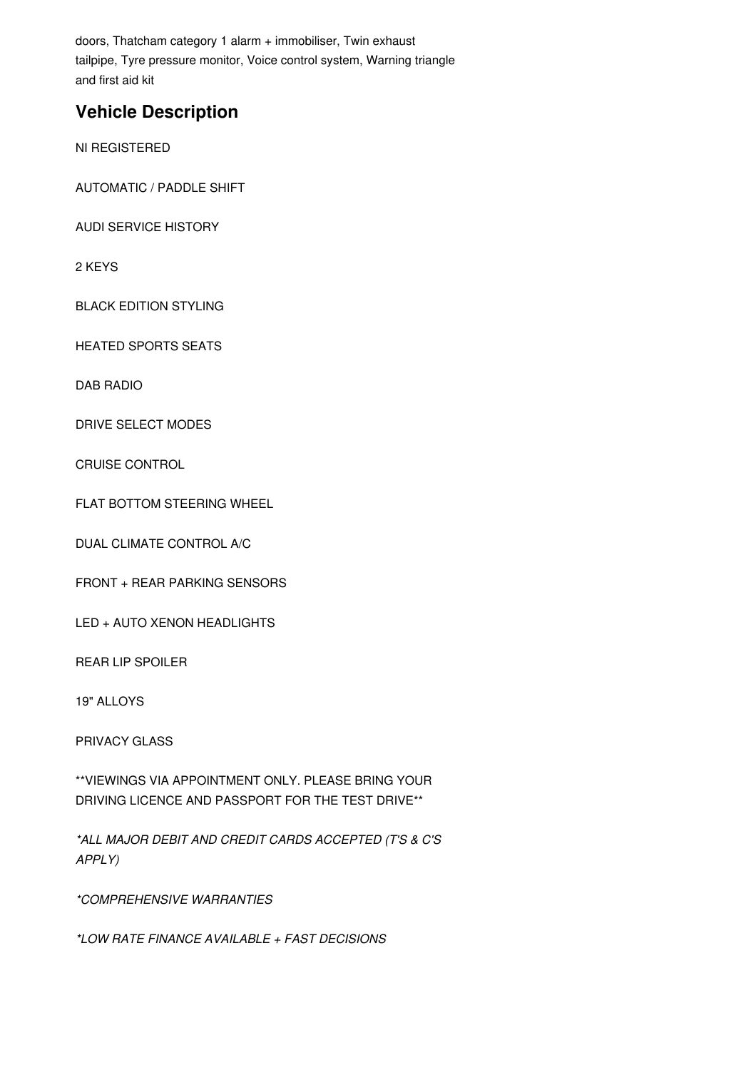doors, Thatcham category 1 alarm + immobiliser, Twin exhaust tailpipe, Tyre pressure monitor, Voice control system, Warning triangle and first aid kit

## Vehicle Description

NI REGISTERED

AUTOMATIC / PADDLE SHIFT

AUDI SERVICE HISTORY

2 KEYS

BLACK EDITION STYLING

HEATED SPORTS SEATS

DAB RADIO

DRIVE SELECT MODES

CRUISE CONTROL

FLAT BOTTOM STEERING WHEEL

DUAL CLIMATE CONTROL A/C

FRONT + REAR PARKING SENSORS

LED + AUTO XENON HEADLIGHTS

REAR LIP SPOILER

19" ALLOYS

PRIVACY GLASS

**VIEWINGS VIA APPOINTMENT ONLY. PLEASE BRING YOUR DRIVING LICENCE AND PASSPORT FOR THE TEST DRIVE**

*\*ALL MAJOR DEBIT AND CREDIT CARDS ACCEPTED (T'S & C'S APPLY)*

*\*COMPREHENSIVE WARRANTIES*

*\*LOW RATE FINANCE AVAILABLE + FAST DECISIONS*